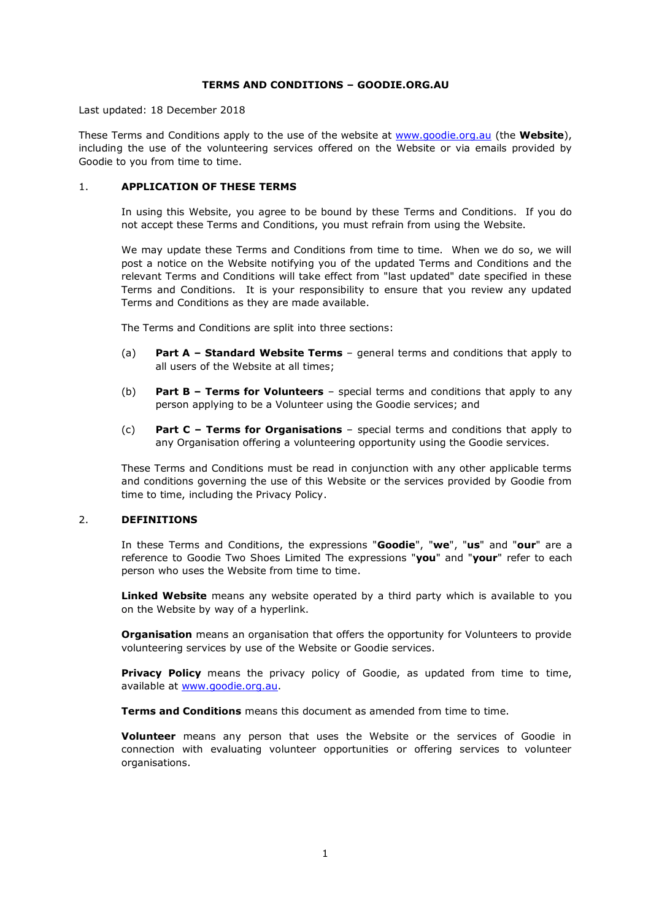# TERMS AND CONDITIONS – GOODIE.ORG.AU

Last updated: 18 December 2018

These Terms and Conditions apply to the use of the website at [www.goodie.org.au](http://www.goodie.org.au) (the **Website**), including the use of the volunteering services offered on the Website or via emails provided by Goodie to you from time to time.

## 1. APPLICATION OF THESE TERMS

In using this Website, you agree to be bound by these Terms and Conditions. If you do not accept these Terms and Conditions, you must refrain from using the Website.

We may update these Terms and Conditions from time to time. When we do so, we will post a notice on the Website notifying you of the updated Terms and Conditions and the relevant Terms and Conditions will take effect from "last updated" date specified in these Terms and Conditions. It is your responsibility to ensure that you review any updated Terms and Conditions as they are made available.

The Terms and Conditions are split into three sections:

(a) **Part A – Standard Website Terms** – general terms and conditions that apply to all users of the Website at all times;

(b) **Part B – Terms for Volunteers** – special terms and conditions that apply to any person applying to be a Volunteer using the Goodie services; and

(c) **Part C – Terms for Organisations** – special terms and conditions that apply to any Organisation offering a volunteering opportunity using the Goodie services.

These Terms and Conditions must be read in conjunction with any other applicable terms and conditions governing the use of this Website or the services provided by Goodie from time to time, including the Privacy Policy.

## 2. DEFINITIONS

In these Terms and Conditions, the expressions "**Goodie**", "**we**", "**us**" and "**our**" are a reference to Goodie Two Shoes Limited The expressions "**you**" and "**your**" refer to each person who uses the Website from time to time.

**Linked Website** means any website operated by a third party which is available to you on the Website by way of a hyperlink.

**Organisation** means an organisation that offers the opportunity for Volunteers to provide volunteering services by use of the Website or Goodie services.

**Privacy Policy** means the privacy policy of Goodie, as updated from time to time, available at [www.goodie.org.au](http://www.goodie.org.au).

**Terms and Conditions** means this document as amended from time to time.

**Volunteer** means any person that uses the Website or the services of Goodie in connection with evaluating volunteer opportunities or offering services to volunteer organisations.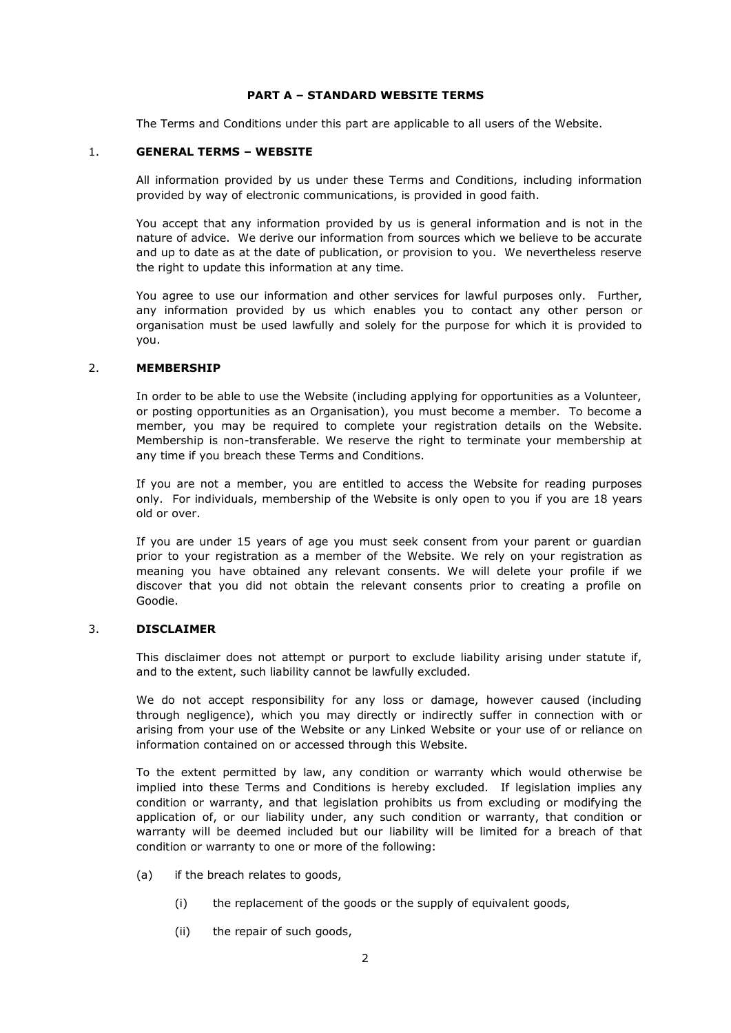## PART A – STANDARD WEBSITE TERMS

The Terms and Conditions under this part are applicable to all users of the Website.

### 1. GENERAL TERMS – WEBSITE

All information provided by us under these Terms and Conditions, including information provided by way of electronic communications, is provided in good faith.

You accept that any information provided by us is general information and is not in the nature of advice. We derive our information from sources which we believe to be accurate and up to date as at the date of publication, or provision to you. We nevertheless reserve the right to update this information at any time.

You agree to use our information and other services for lawful purposes only. Further, any information provided by us which enables you to contact any other person or organisation must be used lawfully and solely for the purpose for which it is provided to you.

### 2. MEMBERSHIP

In order to be able to use the Website (including applying for opportunities as a Volunteer, or posting opportunities as an Organisation), you must become a member. To become a member, you may be required to complete your registration details on the Website. Membership is non-transferable. We reserve the right to terminate your membership at any time if you breach these Terms and Conditions.

If you are not a member, you are entitled to access the Website for reading purposes only. For individuals, membership of the Website is only open to you if you are 18 years old or over.

If you are under 15 years of age you must seek consent from your parent or guardian prior to your registration as a member of the Website. We rely on your registration as meaning you have obtained any relevant consents. We will delete your profile if we discover that you did not obtain the relevant consents prior to creating a profile on Goodie.

### 3. DISCLAIMER

This disclaimer does not attempt or purport to exclude liability arising under statute if, and to the extent, such liability cannot be lawfully excluded.

We do not accept responsibility for any loss or damage, however caused (including through negligence), which you may directly or indirectly suffer in connection with or arising from your use of the Website or any Linked Website or your use of or reliance on information contained on or accessed through this Website.

To the extent permitted by law, any condition or warranty which would otherwise be implied into these Terms and Conditions is hereby excluded. If legislation implies any condition or warranty, and that legislation prohibits us from excluding or modifying the application of, or our liability under, any such condition or warranty, that condition or warranty will be deemed included but our liability will be limited for a breach of that condition or warranty to one or more of the following:

(a) if the breach relates to goods,

   (i) the replacement of the goods or the supply of equivalent goods,

   (ii) the repair of such goods,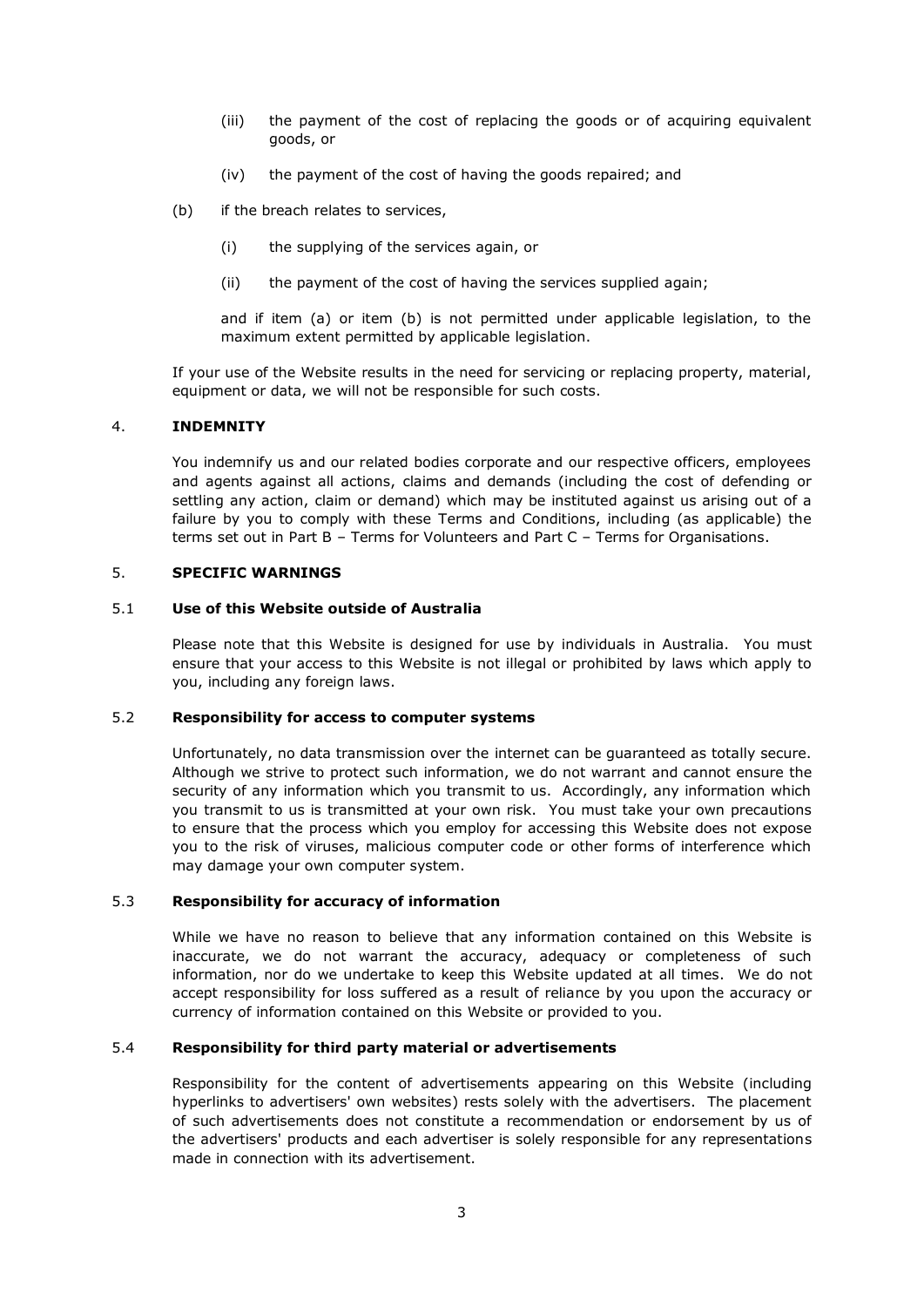(iii) the payment of the cost of replacing the goods or of acquiring equivalent goods, or

(iv) the payment of the cost of having the goods repaired; and

(b) if the breach relates to services,

(i) the supplying of the services again, or

(ii) the payment of the cost of having the services supplied again;

and if item (a) or item (b) is not permitted under applicable legislation, to the maximum extent permitted by applicable legislation.

If your use of the Website results in the need for servicing or replacing property, material, equipment or data, we will not be responsible for such costs.

## 4. INDEMNITY

You indemnify us and our related bodies corporate and our respective officers, employees and agents against all actions, claims and demands (including the cost of defending or settling any action, claim or demand) which may be instituted against us arising out of a failure by you to comply with these Terms and Conditions, including (as applicable) the terms set out in Part B – Terms for Volunteers and Part C – Terms for Organisations.

## 5. SPECIFIC WARNINGS

### 5.1 Use of this Website outside of Australia

Please note that this Website is designed for use by individuals in Australia. You must ensure that your access to this Website is not illegal or prohibited by laws which apply to you, including any foreign laws.

### 5.2 Responsibility for access to computer systems

Unfortunately, no data transmission over the internet can be guaranteed as totally secure. Although we strive to protect such information, we do not warrant and cannot ensure the security of any information which you transmit to us. Accordingly, any information which you transmit to us is transmitted at your own risk. You must take your own precautions to ensure that the process which you employ for accessing this Website does not expose you to the risk of viruses, malicious computer code or other forms of interference which may damage your own computer system.

### 5.3 Responsibility for accuracy of information

While we have no reason to believe that any information contained on this Website is inaccurate, we do not warrant the accuracy, adequacy or completeness of such information, nor do we undertake to keep this Website updated at all times. We do not accept responsibility for loss suffered as a result of reliance by you upon the accuracy or currency of information contained on this Website or provided to you.

### 5.4 Responsibility for third party material or advertisements

Responsibility for the content of advertisements appearing on this Website (including hyperlinks to advertisers' own websites) rests solely with the advertisers. The placement of such advertisements does not constitute a recommendation or endorsement by us of the advertisers' products and each advertiser is solely responsible for any representations made in connection with its advertisement.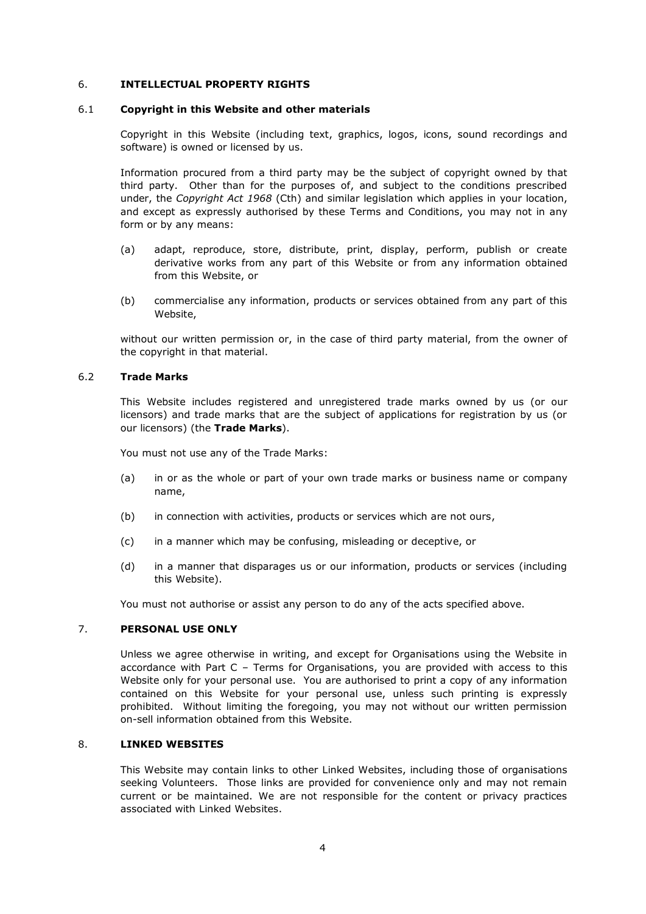## 6. INTELLECTUAL PROPERTY RIGHTS

### 6.1 Copyright in this Website and other materials

Copyright in this Website (including text, graphics, logos, icons, sound recordings and software) is owned or licensed by us.

Information procured from a third party may be the subject of copyright owned by that third party. Other than for the purposes of, and subject to the conditions prescribed under, the *Copyright Act 1968* (Cth) and similar legislation which applies in your location, and except as expressly authorised by these Terms and Conditions, you may not in any form or by any means:

(a) adapt, reproduce, store, distribute, print, display, perform, publish or create derivative works from any part of this Website or from any information obtained from this Website, or

(b) commercialise any information, products or services obtained from any part of this Website,

without our written permission or, in the case of third party material, from the owner of the copyright in that material.

### 6.2 Trade Marks

This Website includes registered and unregistered trade marks owned by us (or our licensors) and trade marks that are the subject of applications for registration by us (or our licensors) (the **Trade Marks**).

You must not use any of the Trade Marks:

(a) in or as the whole or part of your own trade marks or business name or company name,

(b) in connection with activities, products or services which are not ours,

(c) in a manner which may be confusing, misleading or deceptive, or

(d) in a manner that disparages us or our information, products or services (including this Website).

You must not authorise or assist any person to do any of the acts specified above.

## 7. PERSONAL USE ONLY

Unless we agree otherwise in writing, and except for Organisations using the Website in accordance with Part C – Terms for Organisations, you are provided with access to this Website only for your personal use. You are authorised to print a copy of any information contained on this Website for your personal use, unless such printing is expressly prohibited. Without limiting the foregoing, you may not without our written permission on-sell information obtained from this Website.

## 8. LINKED WEBSITES

This Website may contain links to other Linked Websites, including those of organisations seeking Volunteers. Those links are provided for convenience only and may not remain current or be maintained. We are not responsible for the content or privacy practices associated with Linked Websites.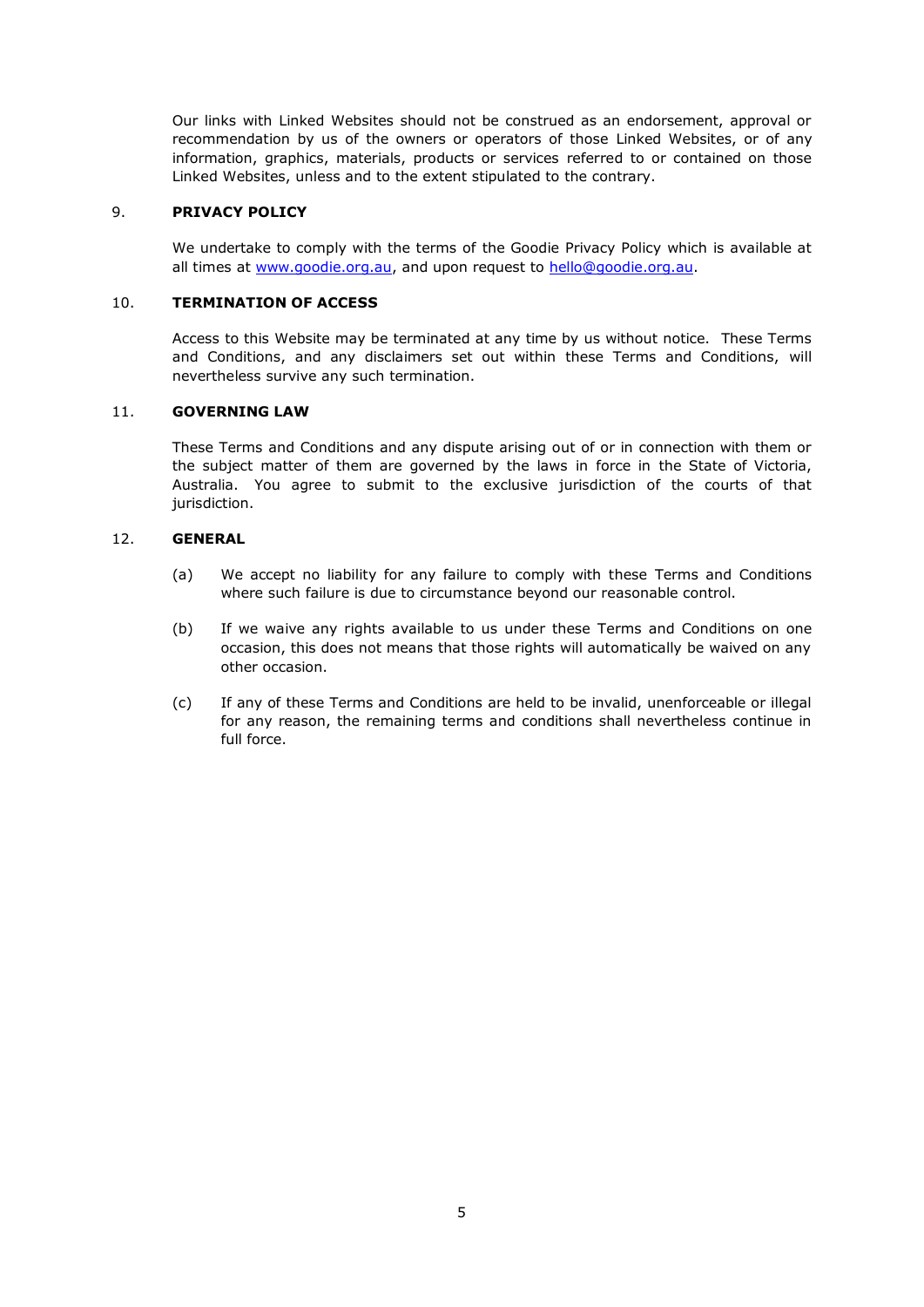Our links with Linked Websites should not be construed as an endorsement, approval or recommendation by us of the owners or operators of those Linked Websites, or of any information, graphics, materials, products or services referred to or contained on those Linked Websites, unless and to the extent stipulated to the contrary.

## 9. PRIVACY POLICY

We undertake to comply with the terms of the Goodie Privacy Policy which is available at all times at [www.goodie.org.au](http://www.goodie.org.au), and upon request to [hello@goodie.org.au](mailto:hello@goodie.org.au).

## 10. TERMINATION OF ACCESS

Access to this Website may be terminated at any time by us without notice. These Terms and Conditions, and any disclaimers set out within these Terms and Conditions, will nevertheless survive any such termination.

## 11. GOVERNING LAW

These Terms and Conditions and any dispute arising out of or in connection with them or the subject matter of them are governed by the laws in force in the State of Victoria, Australia. You agree to submit to the exclusive jurisdiction of the courts of that jurisdiction.

## 12. GENERAL

(a) We accept no liability for any failure to comply with these Terms and Conditions where such failure is due to circumstance beyond our reasonable control.

(b) If we waive any rights available to us under these Terms and Conditions on one occasion, this does not means that those rights will automatically be waived on any other occasion.

(c) If any of these Terms and Conditions are held to be invalid, unenforceable or illegal for any reason, the remaining terms and conditions shall nevertheless continue in full force.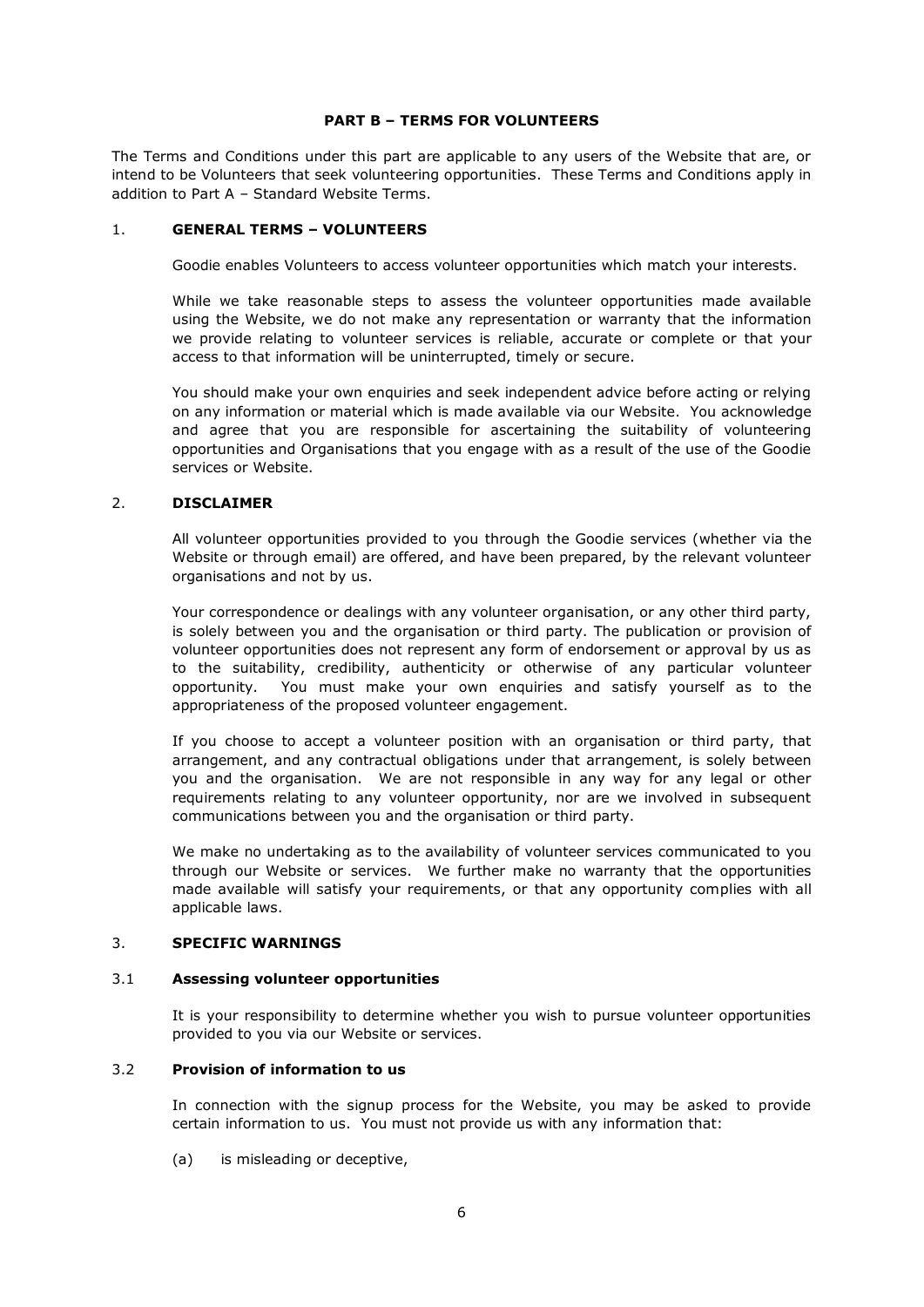## PART B – TERMS FOR VOLUNTEERS

The Terms and Conditions under this part are applicable to any users of the Website that are, or intend to be Volunteers that seek volunteering opportunities. These Terms and Conditions apply in addition to Part A – Standard Website Terms.

### 1. GENERAL TERMS – VOLUNTEERS

Goodie enables Volunteers to access volunteer opportunities which match your interests.

While we take reasonable steps to assess the volunteer opportunities made available using the Website, we do not make any representation or warranty that the information we provide relating to volunteer services is reliable, accurate or complete or that your access to that information will be uninterrupted, timely or secure.

You should make your own enquiries and seek independent advice before acting or relying on any information or material which is made available via our Website. You acknowledge and agree that you are responsible for ascertaining the suitability of volunteering opportunities and Organisations that you engage with as a result of the use of the Goodie services or Website.

### 2. DISCLAIMER

All volunteer opportunities provided to you through the Goodie services (whether via the Website or through email) are offered, and have been prepared, by the relevant volunteer organisations and not by us.

Your correspondence or dealings with any volunteer organisation, or any other third party, is solely between you and the organisation or third party. The publication or provision of volunteer opportunities does not represent any form of endorsement or approval by us as to the suitability, credibility, authenticity or otherwise of any particular volunteer opportunity. You must make your own enquiries and satisfy yourself as to the appropriateness of the proposed volunteer engagement.

If you choose to accept a volunteer position with an organisation or third party, that arrangement, and any contractual obligations under that arrangement, is solely between you and the organisation. We are not responsible in any way for any legal or other requirements relating to any volunteer opportunity, nor are we involved in subsequent communications between you and the organisation or third party.

We make no undertaking as to the availability of volunteer services communicated to you through our Website or services. We further make no warranty that the opportunities made available will satisfy your requirements, or that any opportunity complies with all applicable laws.

### 3. SPECIFIC WARNINGS

#### 3.1 Assessing volunteer opportunities

It is your responsibility to determine whether you wish to pursue volunteer opportunities provided to you via our Website or services.

#### 3.2 Provision of information to us

In connection with the signup process for the Website, you may be asked to provide certain information to us. You must not provide us with any information that:

(a) is misleading or deceptive,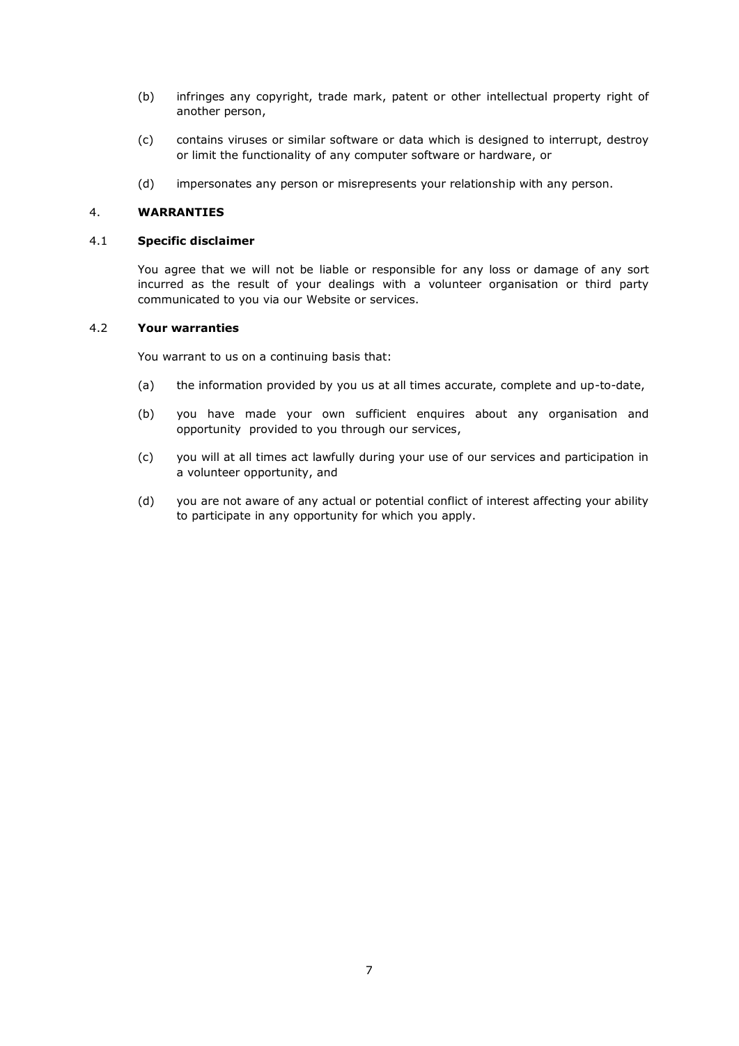(b) infringes any copyright, trade mark, patent or other intellectual property right of another person,

(c) contains viruses or similar software or data which is designed to interrupt, destroy or limit the functionality of any computer software or hardware, or

(d) impersonates any person or misrepresents your relationship with any person.

## 4. WARRANTIES

### 4.1 Specific disclaimer

You agree that we will not be liable or responsible for any loss or damage of any sort incurred as the result of your dealings with a volunteer organisation or third party communicated to you via our Website or services.

### 4.2 Your warranties

You warrant to us on a continuing basis that:

(a) the information provided by you us at all times accurate, complete and up-to-date,

(b) you have made your own sufficient enquires about any organisation and opportunity provided to you through our services,

(c) you will at all times act lawfully during your use of our services and participation in a volunteer opportunity, and

(d) you are not aware of any actual or potential conflict of interest affecting your ability to participate in any opportunity for which you apply.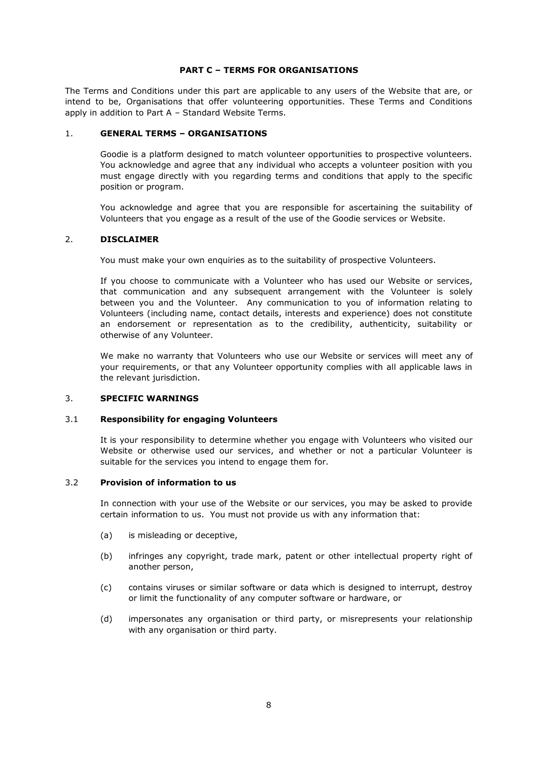# PART C – TERMS FOR ORGANISATIONS

The Terms and Conditions under this part are applicable to any users of the Website that are, or intend to be, Organisations that offer volunteering opportunities. These Terms and Conditions apply in addition to Part A – Standard Website Terms.

## 1. GENERAL TERMS – ORGANISATIONS

Goodie is a platform designed to match volunteer opportunities to prospective volunteers. You acknowledge and agree that any individual who accepts a volunteer position with you must engage directly with you regarding terms and conditions that apply to the specific position or program.

You acknowledge and agree that you are responsible for ascertaining the suitability of Volunteers that you engage as a result of the use of the Goodie services or Website.

## 2. DISCLAIMER

You must make your own enquiries as to the suitability of prospective Volunteers.

If you choose to communicate with a Volunteer who has used our Website or services, that communication and any subsequent arrangement with the Volunteer is solely between you and the Volunteer. Any communication to you of information relating to Volunteers (including name, contact details, interests and experience) does not constitute an endorsement or representation as to the credibility, authenticity, suitability or otherwise of any Volunteer.

We make no warranty that Volunteers who use our Website or services will meet any of your requirements, or that any Volunteer opportunity complies with all applicable laws in the relevant jurisdiction.

## 3. SPECIFIC WARNINGS

### 3.1 Responsibility for engaging Volunteers

It is your responsibility to determine whether you engage with Volunteers who visited our Website or otherwise used our services, and whether or not a particular Volunteer is suitable for the services you intend to engage them for.

### 3.2 Provision of information to us

In connection with your use of the Website or our services, you may be asked to provide certain information to us. You must not provide us with any information that:

(a) is misleading or deceptive,

(b) infringes any copyright, trade mark, patent or other intellectual property right of another person,

(c) contains viruses or similar software or data which is designed to interrupt, destroy or limit the functionality of any computer software or hardware, or

(d) impersonates any organisation or third party, or misrepresents your relationship with any organisation or third party.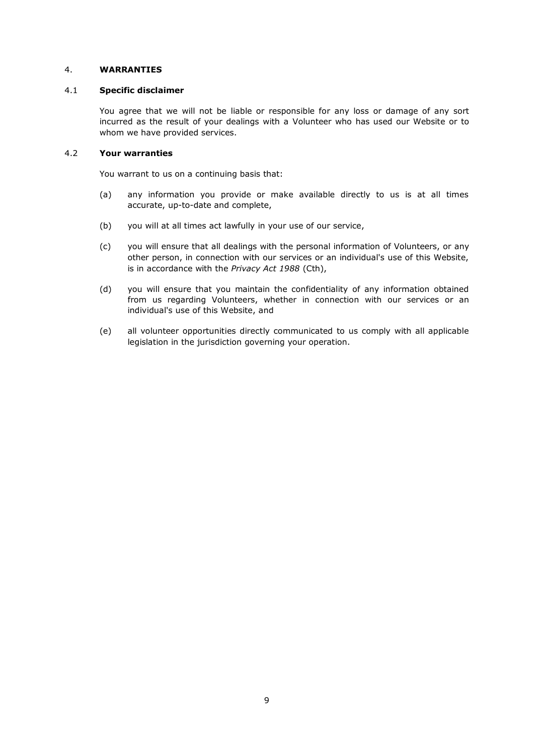## 4. **WARRANTIES**

### 4.1 **Specific disclaimer**

You agree that we will not be liable or responsible for any loss or damage of any sort incurred as the result of your dealings with a Volunteer who has used our Website or to whom we have provided services.

### 4.2 **Your warranties**

You warrant to us on a continuing basis that:

(a) any information you provide or make available directly to us is at all times accurate, up-to-date and complete,

(b) you will at all times act lawfully in your use of our service,

(c) you will ensure that all dealings with the personal information of Volunteers, or any other person, in connection with our services or an individual's use of this Website, is in accordance with the *Privacy Act 1988* (Cth),

(d) you will ensure that you maintain the confidentiality of any information obtained from us regarding Volunteers, whether in connection with our services or an individual's use of this Website, and

(e) all volunteer opportunities directly communicated to us comply with all applicable legislation in the jurisdiction governing your operation.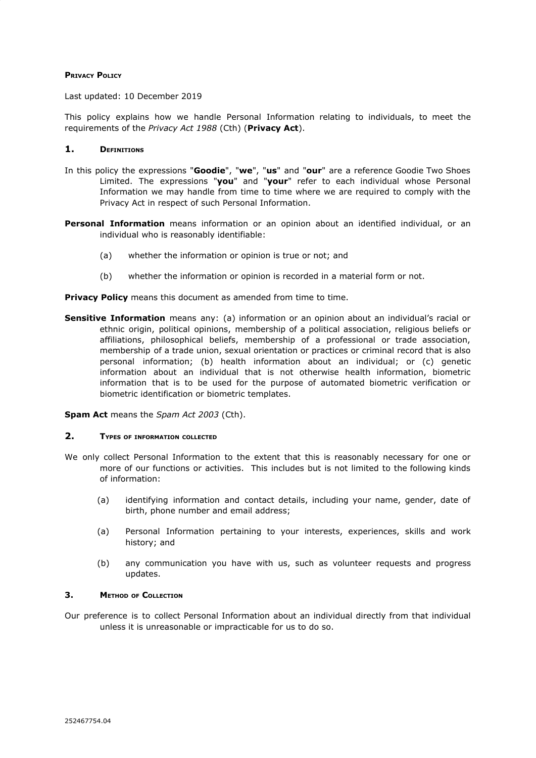**Privacy Policy**

Last updated: 10 December 2019

This policy explains how we handle Personal Information relating to individuals, to meet the requirements of the *Privacy Act 1988* (Cth) (**Privacy Act**).

## 1. Definitions

In this policy the expressions "**Goodie**", "**we**", "**us**" and "**our**" are a reference Goodie Two Shoes Limited. The expressions "**you**" and "**your**" refer to each individual whose Personal Information we may handle from time to time where we are required to comply with the Privacy Act in respect of such Personal Information.

**Personal Information** means information or an opinion about an identified individual, or an individual who is reasonably identifiable:

(a) whether the information or opinion is true or not; and

(b) whether the information or opinion is recorded in a material form or not.

**Privacy Policy** means this document as amended from time to time.

**Sensitive Information** means any: (a) information or an opinion about an individual's racial or ethnic origin, political opinions, membership of a political association, religious beliefs or affiliations, philosophical beliefs, membership of a professional or trade association, membership of a trade union, sexual orientation or practices or criminal record that is also personal information; (b) health information about an individual; or (c) genetic information about an individual that is not otherwise health information, biometric information that is to be used for the purpose of automated biometric verification or biometric identification or biometric templates.

**Spam Act** means the *Spam Act 2003* (Cth).

## 2. Types of information collected

We only collect Personal Information to the extent that this is reasonably necessary for one or more of our functions or activities. This includes but is not limited to the following kinds of information:

(a) identifying information and contact details, including your name, gender, date of birth, phone number and email address;

(a) Personal Information pertaining to your interests, experiences, skills and work history; and

(b) any communication you have with us, such as volunteer requests and progress updates.

## 3. Method of Collection

Our preference is to collect Personal Information about an individual directly from that individual unless it is unreasonable or impracticable for us to do so.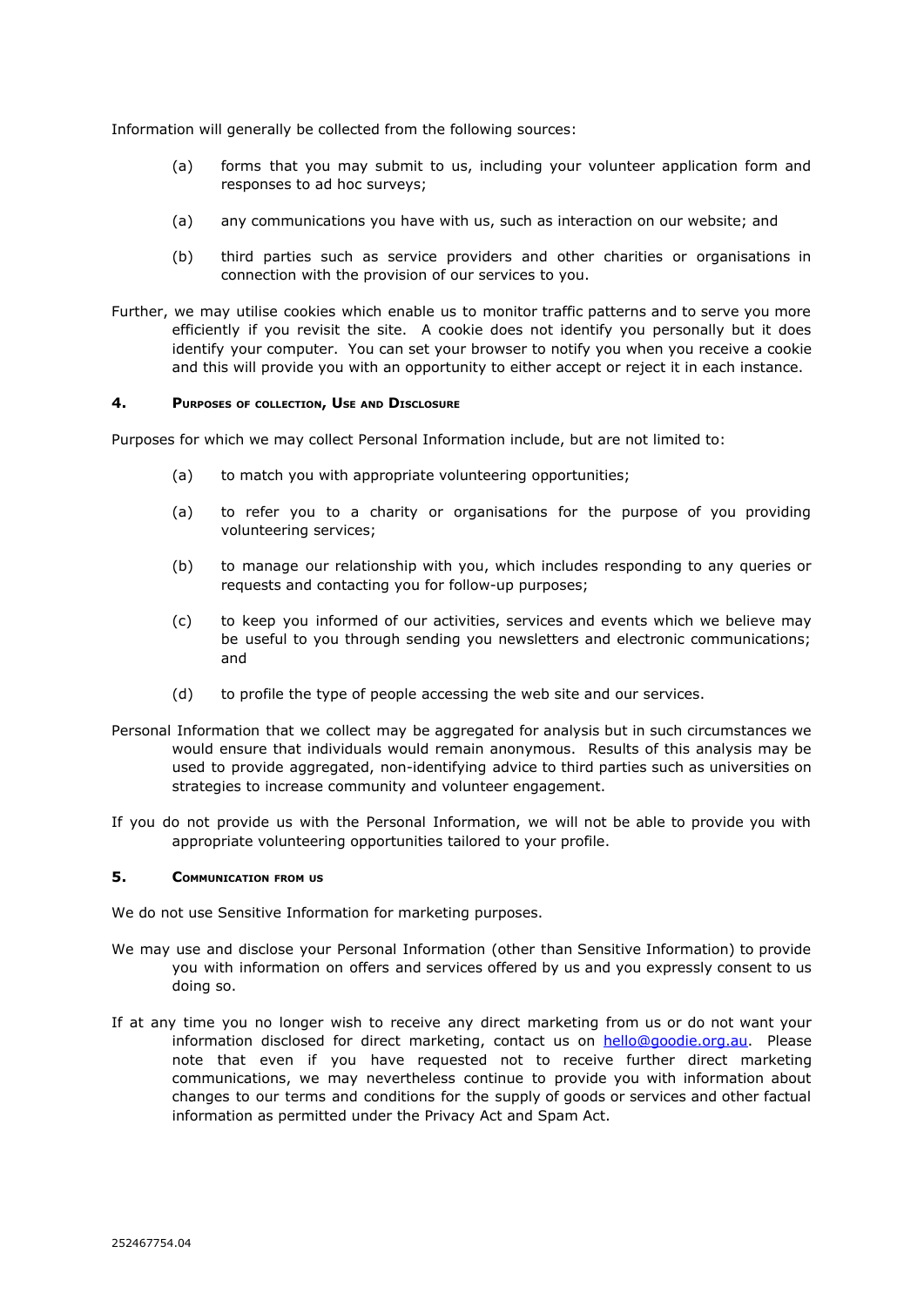Information will generally be collected from the following sources:

(a) forms that you may submit to us, including your volunteer application form and responses to ad hoc surveys;

(a) any communications you have with us, such as interaction on our website; and

(b) third parties such as service providers and other charities or organisations in connection with the provision of our services to you.

Further, we may utilise cookies which enable us to monitor traffic patterns and to serve you more efficiently if you revisit the site. A cookie does not identify you personally but it does identify your computer. You can set your browser to notify you when you receive a cookie and this will provide you with an opportunity to either accept or reject it in each instance.

## 4. Purposes of collection, Use and Disclosure

Purposes for which we may collect Personal Information include, but are not limited to:

(a) to match you with appropriate volunteering opportunities;

(a) to refer you to a charity or organisations for the purpose of you providing volunteering services;

(b) to manage our relationship with you, which includes responding to any queries or requests and contacting you for follow-up purposes;

(c) to keep you informed of our activities, services and events which we believe may be useful to you through sending you newsletters and electronic communications; and

(d) to profile the type of people accessing the web site and our services.

Personal Information that we collect may be aggregated for analysis but in such circumstances we would ensure that individuals would remain anonymous. Results of this analysis may be used to provide aggregated, non-identifying advice to third parties such as universities on strategies to increase community and volunteer engagement.

If you do not provide us with the Personal Information, we will not be able to provide you with appropriate volunteering opportunities tailored to your profile.

## 5. Communication from us

We do not use Sensitive Information for marketing purposes.

We may use and disclose your Personal Information (other than Sensitive Information) to provide you with information on offers and services offered by us and you expressly consent to us doing so.

If at any time you no longer wish to receive any direct marketing from us or do not want your information disclosed for direct marketing, contact us on hello@goodie.org.au. Please note that even if you have requested not to receive further direct marketing communications, we may nevertheless continue to provide you with information about changes to our terms and conditions for the supply of goods or services and other factual information as permitted under the Privacy Act and Spam Act.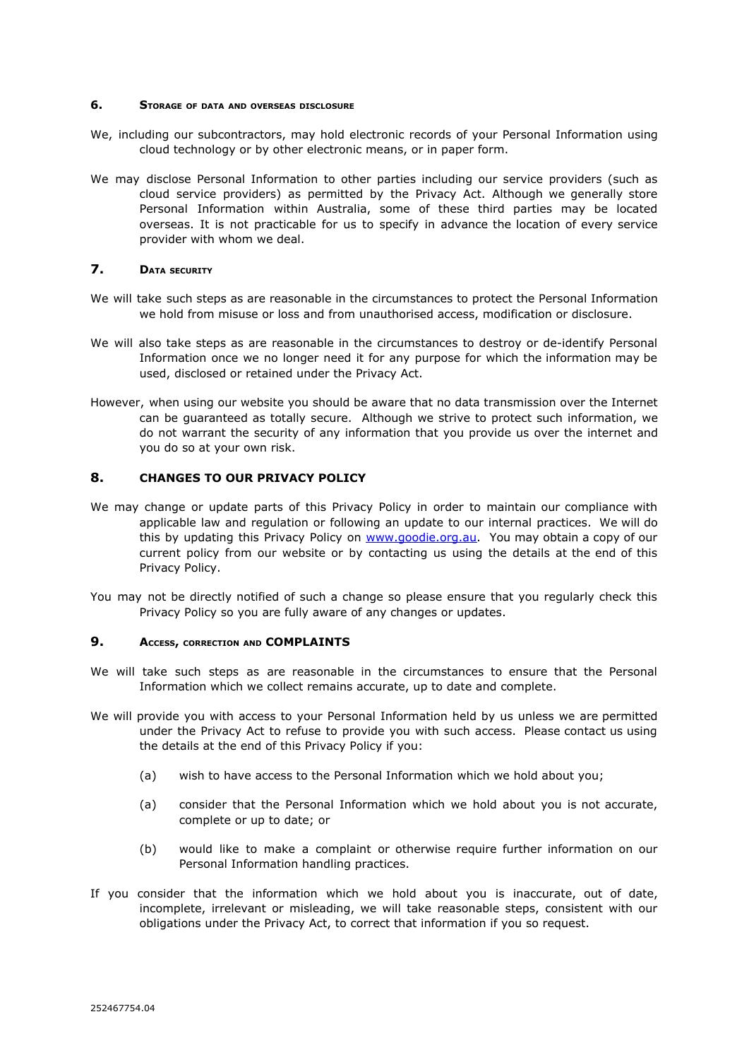## 6. Storage of data and overseas disclosure

We, including our subcontractors, may hold electronic records of your Personal Information using cloud technology or by other electronic means, or in paper form.

We may disclose Personal Information to other parties including our service providers (such as cloud service providers) as permitted by the Privacy Act. Although we generally store Personal Information within Australia, some of these third parties may be located overseas. It is not practicable for us to specify in advance the location of every service provider with whom we deal.

## 7. Data security

We will take such steps as are reasonable in the circumstances to protect the Personal Information we hold from misuse or loss and from unauthorised access, modification or disclosure.

We will also take steps as are reasonable in the circumstances to destroy or de-identify Personal Information once we no longer need it for any purpose for which the information may be used, disclosed or retained under the Privacy Act.

However, when using our website you should be aware that no data transmission over the Internet can be guaranteed as totally secure. Although we strive to protect such information, we do not warrant the security of any information that you provide us over the internet and you do so at your own risk.

## 8. CHANGES TO OUR PRIVACY POLICY

We may change or update parts of this Privacy Policy in order to maintain our compliance with applicable law and regulation or following an update to our internal practices. We will do this by updating this Privacy Policy on [www.goodie.org.au](http://www.goodie.org.au). You may obtain a copy of our current policy from our website or by contacting us using the details at the end of this Privacy Policy.

You may not be directly notified of such a change so please ensure that you regularly check this Privacy Policy so you are fully aware of any changes or updates.

## 9. Access, correction and COMPLAINTS

We will take such steps as are reasonable in the circumstances to ensure that the Personal Information which we collect remains accurate, up to date and complete.

We will provide you with access to your Personal Information held by us unless we are permitted under the Privacy Act to refuse to provide you with such access. Please contact us using the details at the end of this Privacy Policy if you:

(a) wish to have access to the Personal Information which we hold about you;

(a) consider that the Personal Information which we hold about you is not accurate, complete or up to date; or

(b) would like to make a complaint or otherwise require further information on our Personal Information handling practices.

If you consider that the information which we hold about you is inaccurate, out of date, incomplete, irrelevant or misleading, we will take reasonable steps, consistent with our obligations under the Privacy Act, to correct that information if you so request.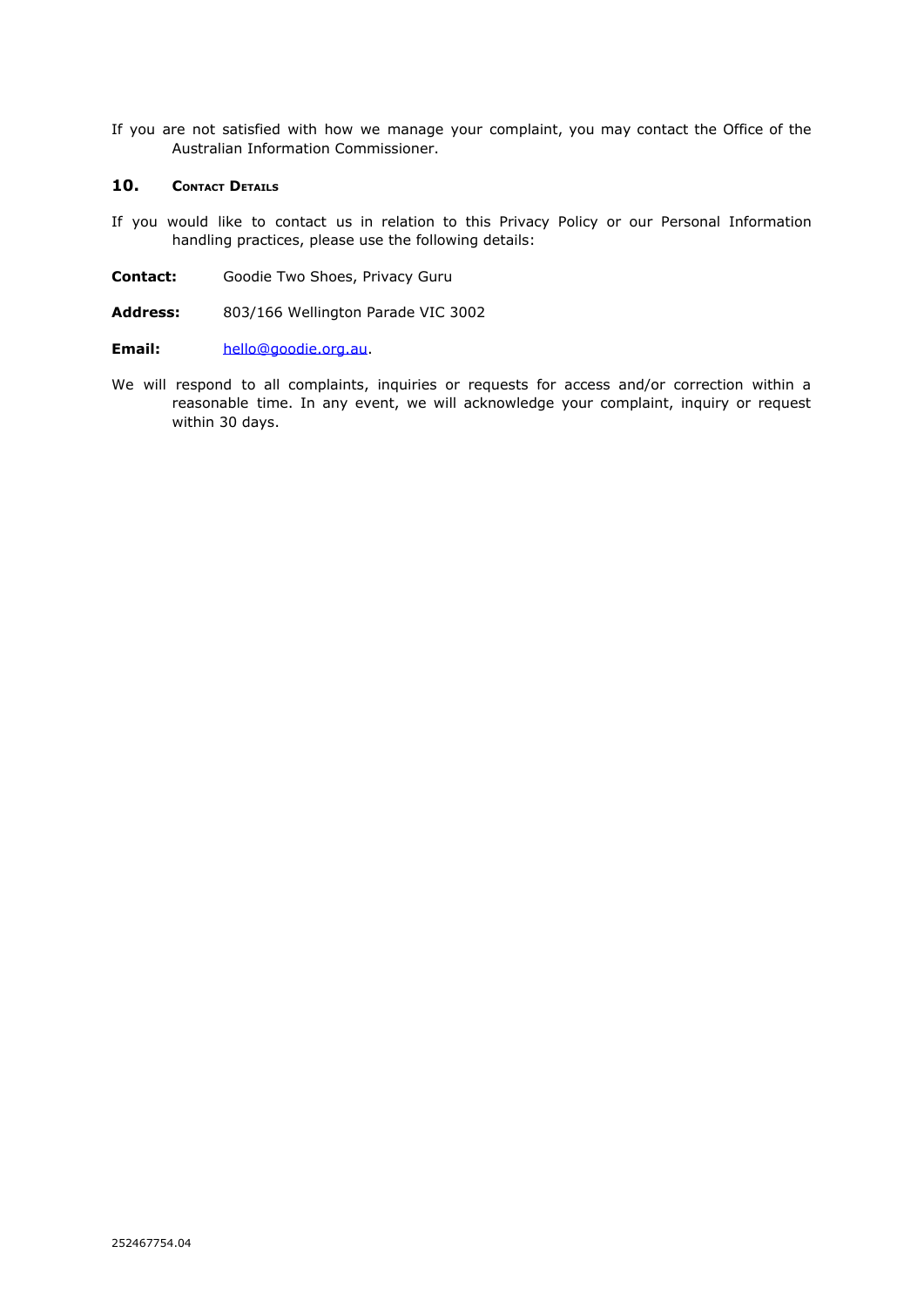If you are not satisfied with how we manage your complaint, you may contact the Office of the Australian Information Commissioner.

## 10. Contact Details

If you would like to contact us in relation to this Privacy Policy or our Personal Information handling practices, please use the following details:

**Contact:** Goodie Two Shoes, Privacy Guru

**Address:** 803/166 Wellington Parade VIC 3002

**Email:** hello@goodie.org.au.

We will respond to all complaints, inquiries or requests for access and/or correction within a reasonable time. In any event, we will acknowledge your complaint, inquiry or request within 30 days.